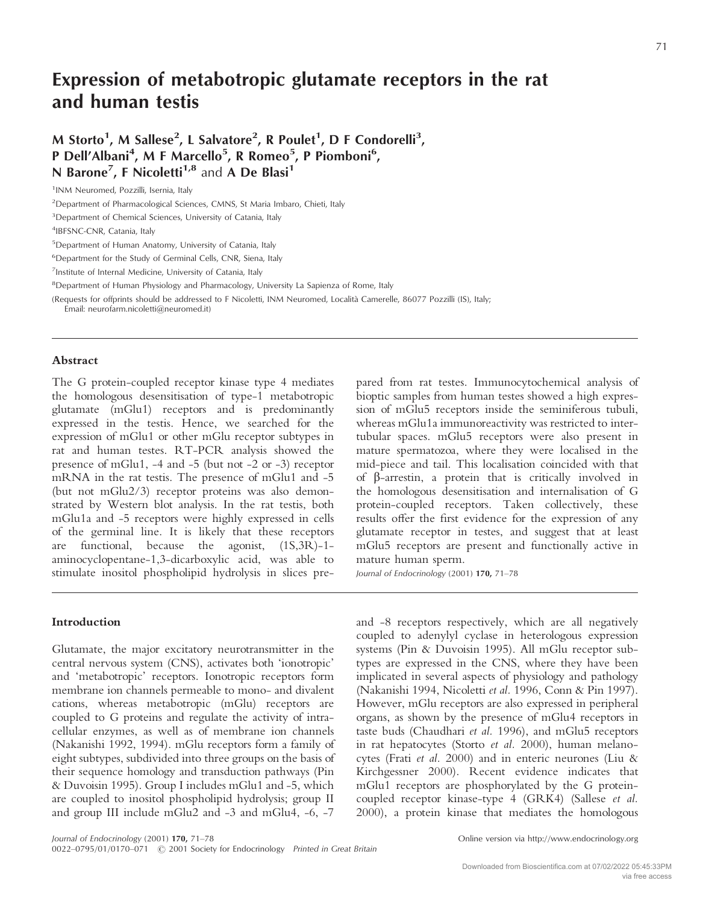# Expression of metabotropic glutamate receptors in the rat and human testis

**M Storto[1], M Sallese[2], L Salvatore[2], R Poulet[1], D F Condorelli[3], P Dell'Albani[4], M F Marcello[5], R Romeo[5], P Piomboni[6], N Barone[7], F Nicoletti[1,8] and A De Blasi[1]**

[1]INM Neuromed, Pozzilli, Isernia, Italy

[2]Department of Pharmacological Sciences, CMNS, St Maria Imbaro, Chieti, Italy

[3]Department of Chemical Sciences, University of Catania, Italy

[4]IBFSNC-CNR, Catania, Italy

[5]Department of Human Anatomy, University of Catania, Italy

[6]Department for the Study of Germinal Cells, CNR, Siena, Italy

[7]Institute of Internal Medicine, University of Catania, Italy

[8]Department of Human Physiology and Pharmacology, University La Sapienza of Rome, Italy

(Requests for offprints should be addressed to F Nicoletti, INM Neuromed, Località Camerelle, 86077 Pozzilli (IS), Italy; Email: neurofarm.nicoletti@neuromed.it)

## Abstract

The G protein-coupled receptor kinase type 4 mediates the homologous desensitisation of type-1 metabotropic glutamate (mGlu1) receptors and is predominantly expressed in the testis. Hence, we searched for the expression of mGlu1 or other mGlu receptor subtypes in rat and human testes. RT-PCR analysis showed the presence of mGlu1, -4 and -5 (but not -2 or -3) receptor mRNA in the rat testis. The presence of mGlu1 and -5 (but not mGlu2/3) receptor proteins was also demonstrated by Western blot analysis. In the rat testis, both mGlu1a and -5 receptors were highly expressed in cells of the germinal line. It is likely that these receptors are functional, because the agonist, (1S,3R)-1-aminocyclopentane-1,3-dicarboxylic acid, was able to stimulate inositol phospholipid hydrolysis in slices prepared from rat testes. Immunocytochemical analysis of bioptic samples from human testes showed a high expression of mGlu5 receptors inside the seminiferous tubuli, whereas mGlu1a immunoreactivity was restricted to intertubular spaces. mGlu5 receptors were also present in mature spermatozoa, where they were localised in the mid-piece and tail. This localisation coincided with that of β-arrestin, a protein that is critically involved in the homologous desensitisation and internalisation of G protein-coupled receptors. Taken collectively, these results offer the first evidence for the expression of any glutamate receptor in testes, and suggest that at least mGlu5 receptors are present and functionally active in mature human sperm.

*Journal of Endocrinology* (2001) **170,** 71–78

## Introduction

Glutamate, the major excitatory neurotransmitter in the central nervous system (CNS), activates both 'ionotropic' and 'metabotropic' receptors. Ionotropic receptors form membrane ion channels permeable to mono- and divalent cations, whereas metabotropic (mGlu) receptors are coupled to G proteins and regulate the activity of intracellular enzymes, as well as of membrane ion channels (Nakanishi 1992, 1994). mGlu receptors form a family of eight subtypes, subdivided into three groups on the basis of their sequence homology and transduction pathways (Pin & Duvoisin 1995). Group I includes mGlu1 and -5, which are coupled to inositol phospholipid hydrolysis; group II and group III include mGlu2 and -3 and mGlu4, -6, -7 and -8 receptors respectively, which are all negatively coupled to adenylyl cyclase in heterologous expression systems (Pin & Duvoisin 1995). All mGlu receptor subtypes are expressed in the CNS, where they have been implicated in several aspects of physiology and pathology (Nakanishi 1994, Nicoletti *et al.* 1996, Conn & Pin 1997). However, mGlu receptors are also expressed in peripheral organs, as shown by the presence of mGlu4 receptors in taste buds (Chaudhari *et al.* 1996), and mGlu5 receptors in rat hepatocytes (Storto *et al.* 2000), human melanocytes (Frati *et al.* 2000) and in enteric neurones (Liu & Kirchgessner 2000). Recent evidence indicates that mGlu1 receptors are phosphorylated by the G protein-coupled receptor kinase-type 4 (GRK4) (Sallese *et al.* 2000), a protein kinase that mediates the homologous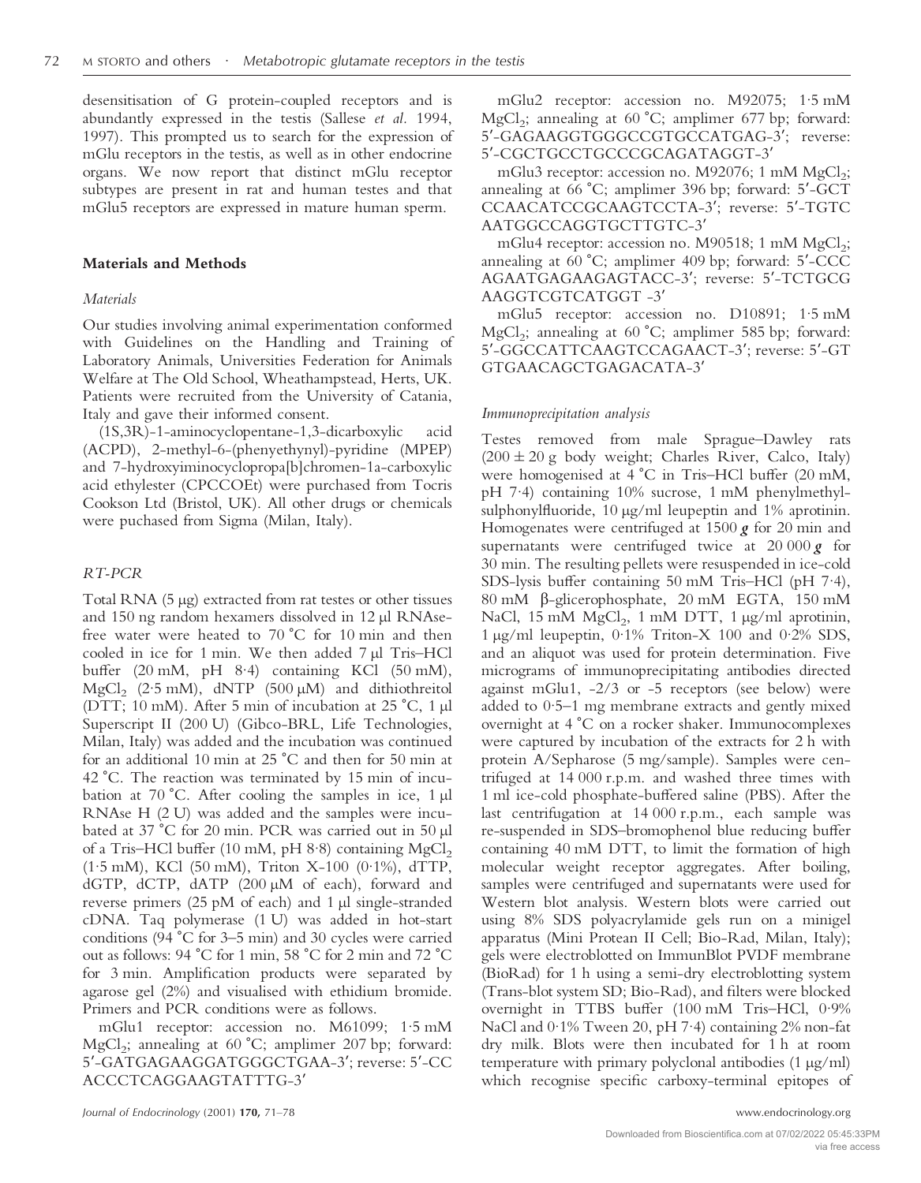desensitisation of G protein-coupled receptors and is abundantly expressed in the testis (Sallese *et al.* 1994, 1997). This prompted us to search for the expression of mGlu receptors in the testis, as well as in other endocrine organs. We now report that distinct mGlu receptor subtypes are present in rat and human testes and that mGlu5 receptors are expressed in mature human sperm.

## Materials and Methods

### *Materials*

Our studies involving animal experimentation conformed with Guidelines on the Handling and Training of Laboratory Animals, Universities Federation for Animals Welfare at The Old School, Wheathampstead, Herts, UK. Patients were recruited from the University of Catania, Italy and gave their informed consent.

(1S,3R)-1-aminocyclopentane-1,3-dicarboxylic acid (ACPD), 2-methyl-6-(phenyethynyl)-pyridine (MPEP) and 7-hydroxyiminocyclopropa[b]chromen-1a-carboxylic acid ethylester (CPCCOEt) were purchased from Tocris Cookson Ltd (Bristol, UK). All other drugs or chemicals were puchased from Sigma (Milan, Italy).

### *RT-PCR*

Total RNA (5 μg) extracted from rat testes or other tissues and 150 ng random hexamers dissolved in 12 μl RNAse-free water were heated to 70 °C for 10 min and then cooled in ice for 1 min. We then added 7 μl Tris–HCl buffer (20 mM, pH 8·4) containing KCl (50 mM), $MgCl_2$ (2·5 mM), dNTP (500 μM) and dithiothreitol (DTT; 10 mM). After 5 min of incubation at 25 °C, 1 μl Superscript II (200 U) (Gibco-BRL, Life Technologies, Milan, Italy) was added and the incubation was continued for an additional 10 min at 25 °C and then for 50 min at 42 °C. The reaction was terminated by 15 min of incubation at 70 °C. After cooling the samples in ice, 1 μl RNAse H (2 U) was added and the samples were incubated at 37 °C for 20 min. PCR was carried out in 50 μl of a Tris–HCl buffer (10 mM, pH 8·8) containing $MgCl_2$ (1·5 mM), KCl (50 mM), Triton X-100 (0·1%), dTTP, dGTP, dCTP, dATP (200 μM of each), forward and reverse primers (25 pM of each) and 1 μl single-stranded cDNA. Taq polymerase (1 U) was added in hot-start conditions (94 °C for 3–5 min) and 30 cycles were carried out as follows: 94 °C for 1 min, 58 °C for 2 min and 72 °C for 3 min. Amplification products were separated by agarose gel (2%) and visualised with ethidium bromide. Primers and PCR conditions were as follows.

mGlu1 receptor: accession no. M61099; 1·5 mM $MgCl_2$; annealing at 60 °C; amplimer 207 bp; forward: 5′-GATGAGAAGGATGGGCTGAA-3′; reverse: 5′-CC ACCCTCAGGAAGTATTTG-3′

mGlu2 receptor: accession no. M92075; 1·5 mM $MgCl_2$; annealing at 60 °C; amplimer 677 bp; forward: 5′-GAGAAGGTGGGCCGTGCCATGAG-3′; reverse: 5′-CGCTGCCTGCCCGCAGATAGGT-3′

mGlu3 receptor: accession no. M92076; 1 mM $MgCl_2$; annealing at 66 °C; amplimer 396 bp; forward: 5′-GCT CCAACATCCGCAAGTCCTA-3′; reverse: 5′-TGTC AATGGCCAGGTGCTTGTC-3′

mGlu4 receptor: accession no. M90518; 1 mM $MgCl_2$; annealing at 60 °C; amplimer 409 bp; forward: 5′-CCC AGAATGAGAAGAGTACC-3′; reverse: 5′-TCTGCG AAGGTCGTCATGGT -3′

mGlu5 receptor: accession no. D10891; 1·5 mM $MgCl_2$; annealing at 60 °C; amplimer 585 bp; forward: 5′-GGCCATTCAAGTCCAGAACT-3′; reverse: 5′-GT GTGAACAGCTGAGACATA-3′

### *Immunoprecipitation analysis*

Testes removed from male Sprague–Dawley rats (200 ± 20 g body weight; Charles River, Calco, Italy) were homogenised at 4 °C in Tris–HCl buffer (20 mM, pH 7·4) containing 10% sucrose, 1 mM phenylmethylsulphonylfluoride, 10 μg/ml leupeptin and 1% aprotinin. Homogenates were centrifuged at 1500 ***g*** for 20 min and supernatants were centrifuged twice at 20 000 ***g*** for 30 min. The resulting pellets were resuspended in ice-cold SDS-lysis buffer containing 50 mM Tris–HCl (pH 7·4), 80 mM β-glicerophosphate, 20 mM EGTA, 150 mM NaCl, 15 mM $MgCl_2$, 1 mM DTT, 1 μg/ml aprotinin, 1 μg/ml leupeptin, 0·1% Triton-X 100 and 0·2% SDS, and an aliquot was used for protein determination. Five micrograms of immunoprecipitating antibodies directed against mGlu1, -2/3 or -5 receptors (see below) were added to 0·5–1 mg membrane extracts and gently mixed overnight at 4 °C on a rocker shaker. Immunocomplexes were captured by incubation of the extracts for 2 h with protein A/Sepharose (5 mg/sample). Samples were centrifuged at 14 000 r.p.m. and washed three times with 1 ml ice-cold phosphate-buffered saline (PBS). After the last centrifugation at 14 000 r.p.m., each sample was re-suspended in SDS–bromophenol blue reducing buffer containing 40 mM DTT, to limit the formation of high molecular weight receptor aggregates. After boiling, samples were centrifuged and supernatants were used for Western blot analysis. Western blots were carried out using 8% SDS polyacrylamide gels run on a minigel apparatus (Mini Protean II Cell; Bio-Rad, Milan, Italy); gels were electroblotted on ImmunBlot PVDF membrane (BioRad) for 1 h using a semi-dry electroblotting system (Trans-blot system SD; Bio-Rad), and filters were blocked overnight in TTBS buffer (100 mM Tris–HCl, 0·9% NaCl and 0·1% Tween 20, pH 7·4) containing 2% non-fat dry milk. Blots were then incubated for 1 h at room temperature with primary polyclonal antibodies (1 μg/ml) which recognise specific carboxy-terminal epitopes of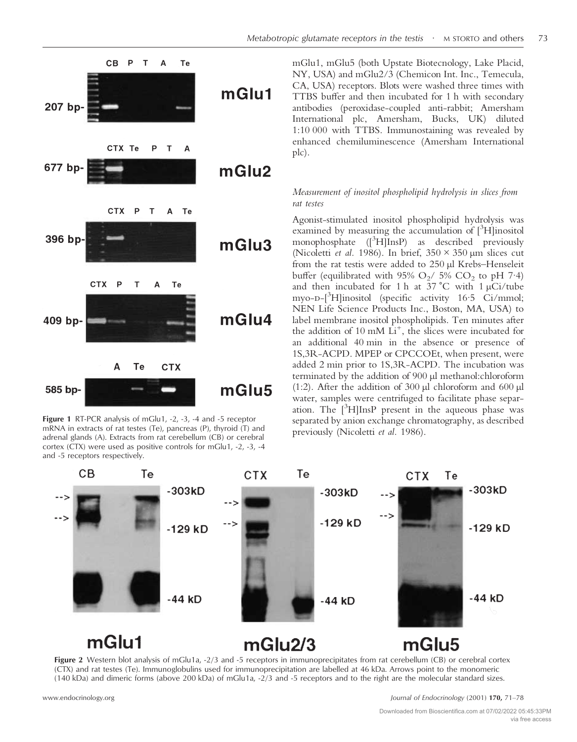Figure 1 RT-PCR analysis of mGlu1, -2, -3, -4 and -5 receptor mRNA in extracts of rat testes (Te), pancreas (P), thyroid (T) and adrenal glands (A). Extracts from rat cerebellum (CB) or cerebral cortex (CTX) were used as positive controls for mGlu1, -2, -3, -4 and -5 receptors respectively.

mGlu1, mGlu5 (both Upstate Biotecnology, Lake Placid, NY, USA) and mGlu2/3 (Chemicon Int. Inc., Temecula, CA, USA) receptors. Blots were washed three times with TTBS buffer and then incubated for 1 h with secondary antibodies (peroxidase-coupled anti-rabbit; Amersham International plc, Amersham, Bucks, UK) diluted 1:10 000 with TTBS. Immunostaining was revealed by enhanced chemiluminescence (Amersham International plc).

### *Measurement of inositol phospholipid hydrolysis in slices from rat testes*

Agonist-stimulated inositol phospholipid hydrolysis was examined by measuring the accumulation of $[^3H]$inositol monophosphate ($[^3H]$InsP) as described previously (Nicoletti *et al.* 1986). In brief, $350 \times 350$ μm slices cut from the rat testis were added to 250 μl Krebs–Henseleit buffer (equilibrated with 95% $O_2$/ 5% $CO_2$ to pH 7·4) and then incubated for 1 h at 37 °C with 1 μCi/tube myo-D-$[^3H]$inositol (specific activity 16·5 Ci/mmol; NEN Life Science Products Inc., Boston, MA, USA) to label membrane inositol phospholipids. Ten minutes after the addition of 10 mM $Li^+$, the slices were incubated for an additional 40 min in the absence or presence of 1S,3R-ACPD. MPEP or CPCCOEt, when present, were added 2 min prior to 1S,3R-ACPD. The incubation was terminated by the addition of 900 μl methanol:chloroform (1:2). After the addition of 300 μl chloroform and 600 μl water, samples were centrifuged to facilitate phase separation. The $[^3H]$InsP present in the aqueous phase was separated by anion exchange chromatography, as described previously (Nicoletti *et al.* 1986).

Figure 2 Western blot analysis of mGlu1a, -2/3 and -5 receptors in immunoprecipitates from rat cerebellum (CB) or cerebral cortex (CTX) and rat testes (Te). Immunoglobulins used for immunoprecipitation are labelled at 46 kDa. Arrows point to the monomeric (140 kDa) and dimeric forms (above 200 kDa) of mGlu1a, -2/3 and -5 receptors and to the right are the molecular standard sizes.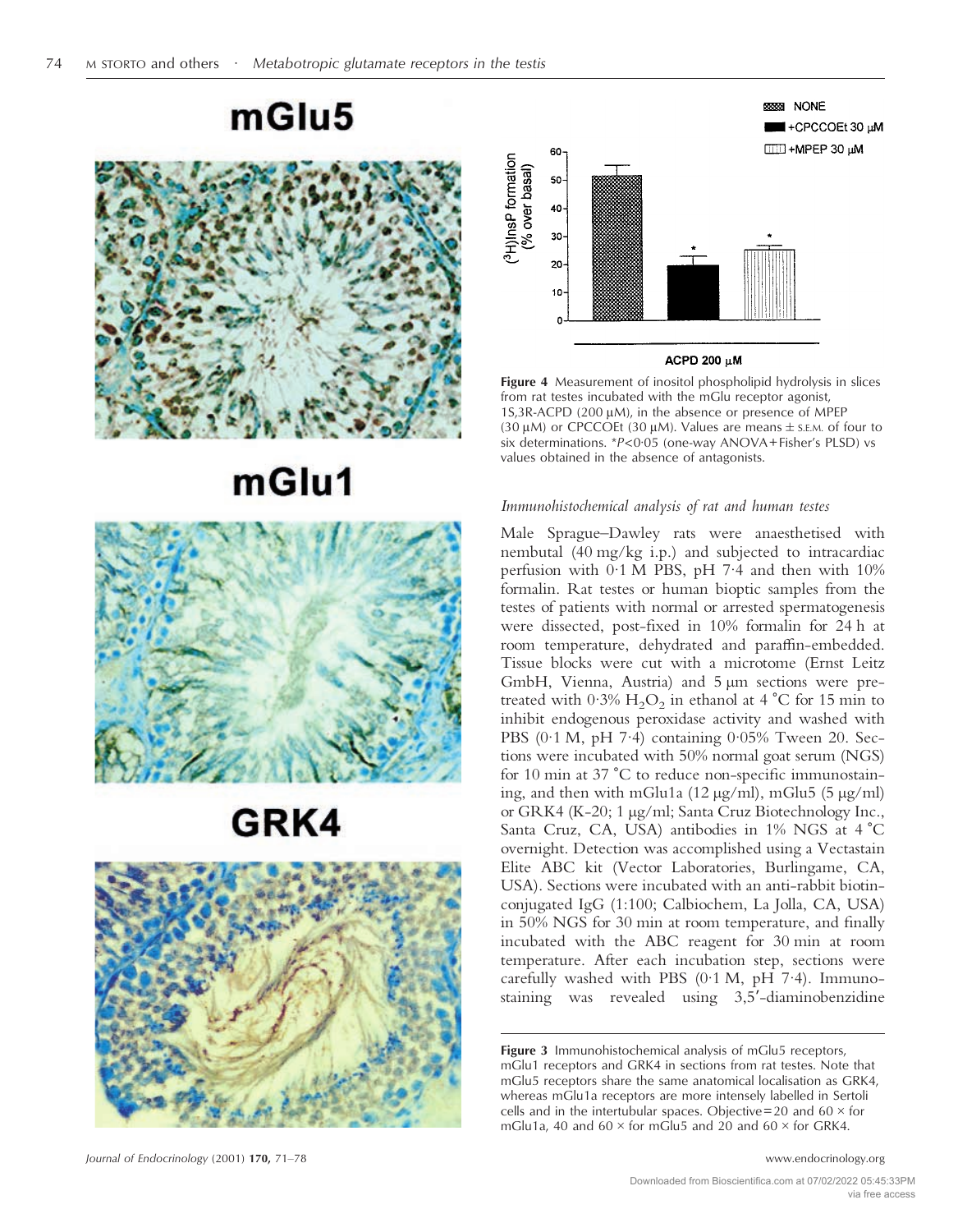**Figure 4** Measurement of inositol phospholipid hydrolysis in slices from rat testes incubated with the mGlu receptor agonist, 1S,3R-ACPD (200 μM), in the absence or presence of MPEP (30 μM) or CPCCOEt (30 μM). Values are means ± S.E.M. of four to six determinations. *$P<0.05$ (one-way ANOVA+Fisher's PLSD) vs values obtained in the absence of antagonists.

*Immunohistochemical analysis of rat and human testes*

Male Sprague–Dawley rats were anaesthetised with nembutal (40 mg/kg i.p.) and subjected to intracardiac perfusion with 0·1 M PBS, pH 7·4 and then with 10% formalin. Rat testes or human bioptic samples from the testes of patients with normal or arrested spermatogenesis were dissected, post-fixed in 10% formalin for 24 h at room temperature, dehydrated and paraffin-embedded. Tissue blocks were cut with a microtome (Ernst Leitz GmbH, Vienna, Austria) and 5 μm sections were pre-treated with 0·3% $H_2O_2$ in ethanol at 4 °C for 15 min to inhibit endogenous peroxidase activity and washed with PBS (0·1 M, pH 7·4) containing 0·05% Tween 20. Sections were incubated with 50% normal goat serum (NGS) for 10 min at 37 °C to reduce non-specific immunostaining, and then with mGlu1a (12 μg/ml), mGlu5 (5 μg/ml) or GRK4 (K-20; 1 μg/ml; Santa Cruz Biotechnology Inc., Santa Cruz, CA, USA) antibodies in 1% NGS at 4 °C overnight. Detection was accomplished using a Vectastain Elite ABC kit (Vector Laboratories, Burlingame, CA, USA). Sections were incubated with an anti-rabbit biotin-conjugated IgG (1:100; Calbiochem, La Jolla, CA, USA) in 50% NGS for 30 min at room temperature, and finally incubated with the ABC reagent for 30 min at room temperature. After each incubation step, sections were carefully washed with PBS (0·1 M, pH 7·4). Immunostaining was revealed using 3,5′-diaminobenzidine

**Figure 3** Immunohistochemical analysis of mGlu5 receptors, mGlu1 receptors and GRK4 in sections from rat testes. Note that mGlu5 receptors share the same anatomical localisation as GRK4, whereas mGlu1a receptors are more intensely labelled in Sertoli cells and in the intertubular spaces. Objective=20 and 60 × for mGlu1a, 40 and 60 × for mGlu5 and 20 and 60 × for GRK4.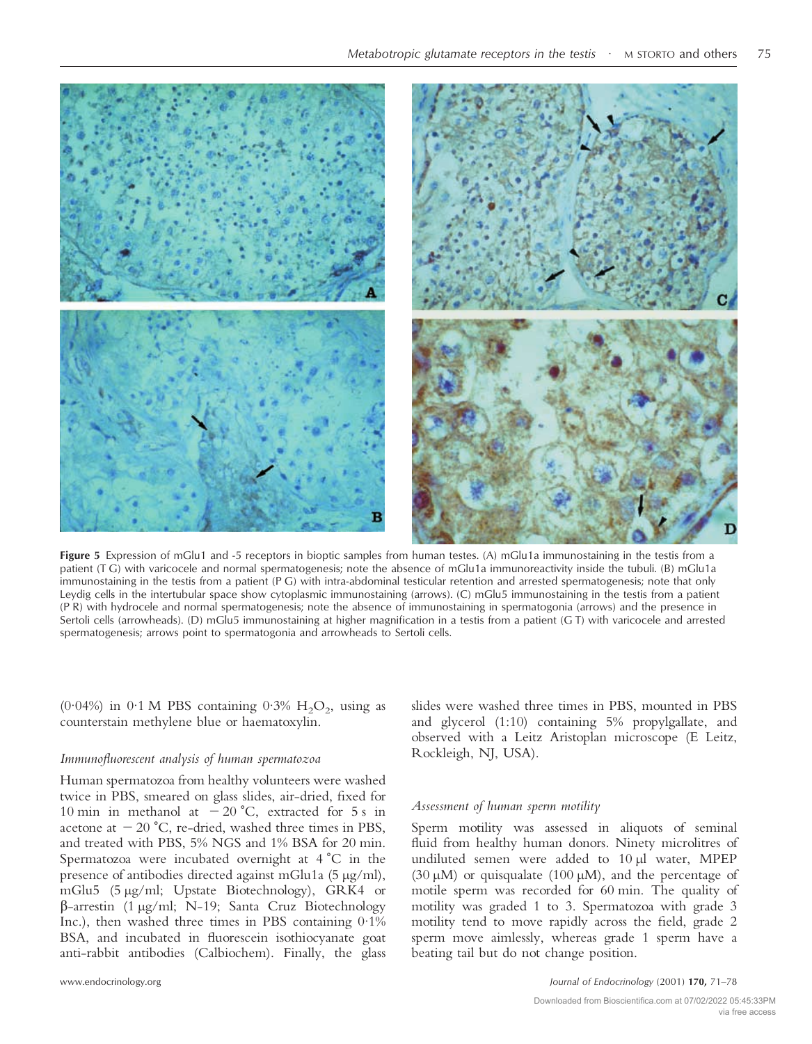**Figure 5** Expression of mGlu1 and -5 receptors in bioptic samples from human testes. (A) mGlu1a immunostaining in the testis from a patient (T G) with varicocele and normal spermatogenesis; note the absence of mGlu1a immunoreactivity inside the tubuli. (B) mGlu1a immunostaining in the testis from a patient (P G) with intra-abdominal testicular retention and arrested spermatogenesis; note that only Leydig cells in the intertubular space show cytoplasmic immunostaining (arrows). (C) mGlu5 immunostaining in the testis from a patient (P R) with hydrocele and normal spermatogenesis; note the absence of immunostaining in spermatogonia (arrows) and the presence in Sertoli cells (arrowheads). (D) mGlu5 immunostaining at higher magnification in a testis from a patient (G T) with varicocele and arrested spermatogenesis; arrows point to spermatogonia and arrowheads to Sertoli cells.

(0·04%) in 0·1 M PBS containing 0·3% $H_2O_2$, using as counterstain methylene blue or haematoxylin.

### *Immunofluorescent analysis of human spermatozoa*

Human spermatozoa from healthy volunteers were washed twice in PBS, smeared on glass slides, air-dried, fixed for 10 min in methanol at −20 °C, extracted for 5 s in acetone at −20 °C, re-dried, washed three times in PBS, and treated with PBS, 5% NGS and 1% BSA for 20 min. Spermatozoa were incubated overnight at 4 °C in the presence of antibodies directed against mGlu1a (5 µg/ml), mGlu5 (5 µg/ml; Upstate Biotechnology), GRK4 or β-arrestin (1 µg/ml; N-19; Santa Cruz Biotechnology Inc.), then washed three times in PBS containing 0·1% BSA, and incubated in fluorescein isothiocyanate goat anti-rabbit antibodies (Calbiochem). Finally, the glass slides were washed three times in PBS, mounted in PBS and glycerol (1:10) containing 5% propylgallate, and observed with a Leitz Aristoplan microscope (E Leitz, Rockleigh, NJ, USA).

### *Assessment of human sperm motility*

Sperm motility was assessed in aliquots of seminal fluid from healthy human donors. Ninety microlitres of undiluted semen were added to 10 µl water, MPEP (30 µM) or quisqualate (100 µM), and the percentage of motile sperm was recorded for 60 min. The quality of motility was graded 1 to 3. Spermatozoa with grade 3 motility tend to move rapidly across the field, grade 2 sperm move aimlessly, whereas grade 1 sperm have a beating tail but do not change position.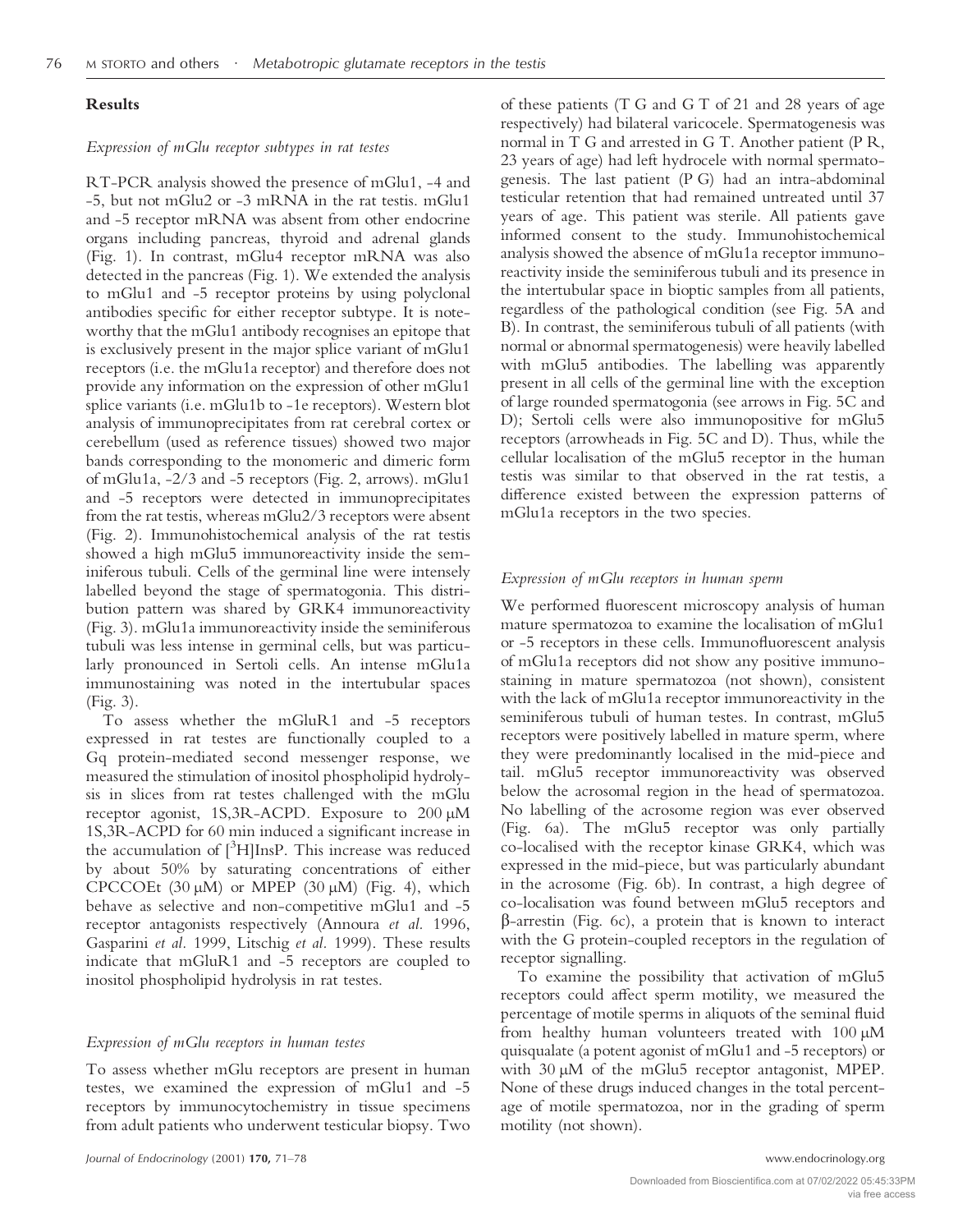## Results

### *Expression of mGlu receptor subtypes in rat testes*

RT-PCR analysis showed the presence of mGlu1, -4 and -5, but not mGlu2 or -3 mRNA in the rat testis. mGlu1 and -5 receptor mRNA was absent from other endocrine organs including pancreas, thyroid and adrenal glands (Fig. 1). In contrast, mGlu4 receptor mRNA was also detected in the pancreas (Fig. 1). We extended the analysis to mGlu1 and -5 receptor proteins by using polyclonal antibodies specific for either receptor subtype. It is noteworthy that the mGlu1 antibody recognises an epitope that is exclusively present in the major splice variant of mGlu1 receptors (i.e. the mGlu1a receptor) and therefore does not provide any information on the expression of other mGlu1 splice variants (i.e. mGlu1b to -1e receptors). Western blot analysis of immunoprecipitates from rat cerebral cortex or cerebellum (used as reference tissues) showed two major bands corresponding to the monomeric and dimeric form of mGlu1a, -2/3 and -5 receptors (Fig. 2, arrows). mGlu1 and -5 receptors were detected in immunoprecipitates from the rat testis, whereas mGlu2/3 receptors were absent (Fig. 2). Immunohistochemical analysis of the rat testis showed a high mGlu5 immunoreactivity inside the seminiferous tubuli. Cells of the germinal line were intensely labelled beyond the stage of spermatogonia. This distribution pattern was shared by GRK4 immunoreactivity (Fig. 3). mGlu1a immunoreactivity inside the seminiferous tubuli was less intense in germinal cells, but was particularly pronounced in Sertoli cells. An intense mGlu1a immunostaining was noted in the intertubular spaces (Fig. 3).

To assess whether the mGluR1 and -5 receptors expressed in rat testes are functionally coupled to a Gq protein-mediated second messenger response, we measured the stimulation of inositol phospholipid hydrolysis in slices from rat testes challenged with the mGlu receptor agonist, 1S,3R-ACPD. Exposure to 200 μM 1S,3R-ACPD for 60 min induced a significant increase in the accumulation of [$^3$H]InsP. This increase was reduced by about 50% by saturating concentrations of either CPCCOEt (30 μM) or MPEP (30 μM) (Fig. 4), which behave as selective and non-competitive mGlu1 and -5 receptor antagonists respectively (Annoura *et al.* 1996, Gasparini *et al.* 1999, Litschig *et al.* 1999). These results indicate that mGluR1 and -5 receptors are coupled to inositol phospholipid hydrolysis in rat testes.

### *Expression of mGlu receptors in human testes*

To assess whether mGlu receptors are present in human testes, we examined the expression of mGlu1 and -5 receptors by immunocytochemistry in tissue specimens from adult patients who underwent testicular biopsy. Two of these patients (T G and G T of 21 and 28 years of age respectively) had bilateral varicocele. Spermatogenesis was normal in T G and arrested in G T. Another patient (P R, 23 years of age) had left hydrocele with normal spermatogenesis. The last patient (P G) had an intra-abdominal testicular retention that had remained untreated until 37 years of age. This patient was sterile. All patients gave informed consent to the study. Immunohistochemical analysis showed the absence of mGlu1a receptor immunoreactivity inside the seminiferous tubuli and its presence in the intertubular space in bioptic samples from all patients, regardless of the pathological condition (see Fig. 5A and B). In contrast, the seminiferous tubuli of all patients (with normal or abnormal spermatogenesis) were heavily labelled with mGlu5 antibodies. The labelling was apparently present in all cells of the germinal line with the exception of large rounded spermatogonia (see arrows in Fig. 5C and D); Sertoli cells were also immunopositive for mGlu5 receptors (arrowheads in Fig. 5C and D). Thus, while the cellular localisation of the mGlu5 receptor in the human testis was similar to that observed in the rat testis, a difference existed between the expression patterns of mGlu1a receptors in the two species.

### *Expression of mGlu receptors in human sperm*

We performed fluorescent microscopy analysis of human mature spermatozoa to examine the localisation of mGlu1 or -5 receptors in these cells. Immunofluorescent analysis of mGlu1a receptors did not show any positive immunostaining in mature spermatozoa (not shown), consistent with the lack of mGlu1a receptor immunoreactivity in the seminiferous tubuli of human testes. In contrast, mGlu5 receptors were positively labelled in mature sperm, where they were predominantly localised in the mid-piece and tail. mGlu5 receptor immunoreactivity was observed below the acrosomal region in the head of spermatozoa. No labelling of the acrosome region was ever observed (Fig. 6a). The mGlu5 receptor was only partially co-localised with the receptor kinase GRK4, which was expressed in the mid-piece, but was particularly abundant in the acrosome (Fig. 6b). In contrast, a high degree of co-localisation was found between mGlu5 receptors and β-arrestin (Fig. 6c), a protein that is known to interact with the G protein-coupled receptors in the regulation of receptor signalling.

To examine the possibility that activation of mGlu5 receptors could affect sperm motility, we measured the percentage of motile sperms in aliquots of the seminal fluid from healthy human volunteers treated with 100 μM quisqualate (a potent agonist of mGlu1 and -5 receptors) or with 30 μM of the mGlu5 receptor antagonist, MPEP. None of these drugs induced changes in the total percentage of motile spermatozoa, nor in the grading of sperm motility (not shown).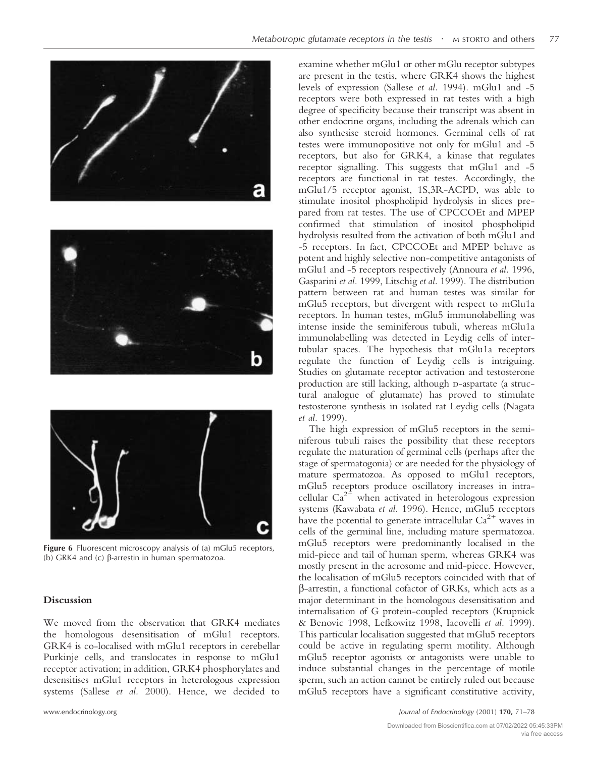Figure 6 Fluorescent microscopy analysis of (a) mGlu5 receptors, (b) GRK4 and (c) β-arrestin in human spermatozoa.

## Discussion

We moved from the observation that GRK4 mediates the homologous desensitisation of mGlu1 receptors. GRK4 is co-localised with mGlu1 receptors in cerebellar Purkinje cells, and translocates in response to mGlu1 receptor activation; in addition, GRK4 phosphorylates and desensitises mGlu1 receptors in heterologous expression systems (Sallese *et al.* 2000). Hence, we decided to examine whether mGlu1 or other mGlu receptor subtypes are present in the testis, where GRK4 shows the highest levels of expression (Sallese *et al.* 1994). mGlu1 and -5 receptors were both expressed in rat testes with a high degree of specificity because their transcript was absent in other endocrine organs, including the adrenals which can also synthesise steroid hormones. Germinal cells of rat testes were immunopositive not only for mGlu1 and -5 receptors, but also for GRK4, a kinase that regulates receptor signalling. This suggests that mGlu1 and -5 receptors are functional in rat testes. Accordingly, the mGlu1/5 receptor agonist, 1S,3R-ACPD, was able to stimulate inositol phospholipid hydrolysis in slices prepared from rat testes. The use of CPCCOEt and MPEP confirmed that stimulation of inositol phospholipid hydrolysis resulted from the activation of both mGlu1 and -5 receptors. In fact, CPCCOEt and MPEP behave as potent and highly selective non-competitive antagonists of mGlu1 and -5 receptors respectively (Annoura *et al.* 1996, Gasparini *et al.* 1999, Litschig *et al.* 1999). The distribution pattern between rat and human testes was similar for mGlu5 receptors, but divergent with respect to mGlu1a receptors. In human testes, mGlu5 immunolabelling was intense inside the seminiferous tubuli, whereas mGlu1a immunolabelling was detected in Leydig cells of intertubular spaces. The hypothesis that mGlu1a receptors regulate the function of Leydig cells is intriguing. Studies on glutamate receptor activation and testosterone production are still lacking, although D-aspartate (a structural analogue of glutamate) has proved to stimulate testosterone synthesis in isolated rat Leydig cells (Nagata *et al.* 1999).

The high expression of mGlu5 receptors in the seminiferous tubuli raises the possibility that these receptors regulate the maturation of germinal cells (perhaps after the stage of spermatogonia) or are needed for the physiology of mature spermatozoa. As opposed to mGlu1 receptors, mGlu5 receptors produce oscillatory increases in intracellular $Ca^{2+}$ when activated in heterologous expression systems (Kawabata *et al.* 1996). Hence, mGlu5 receptors have the potential to generate intracellular $Ca^{2+}$ waves in cells of the germinal line, including mature spermatozoa. mGlu5 receptors were predominantly localised in the mid-piece and tail of human sperm, whereas GRK4 was mostly present in the acrosome and mid-piece. However, the localisation of mGlu5 receptors coincided with that of β-arrestin, a functional cofactor of GRKs, which acts as a major determinant in the homologous desensitisation and internalisation of G protein-coupled receptors (Krupnick & Benovic 1998, Lefkowitz 1998, Iacovelli *et al.* 1999). This particular localisation suggested that mGlu5 receptors could be active in regulating sperm motility. Although mGlu5 receptor agonists or antagonists were unable to induce substantial changes in the percentage of motile sperm, such an action cannot be entirely ruled out because mGlu5 receptors have a significant constitutive activity,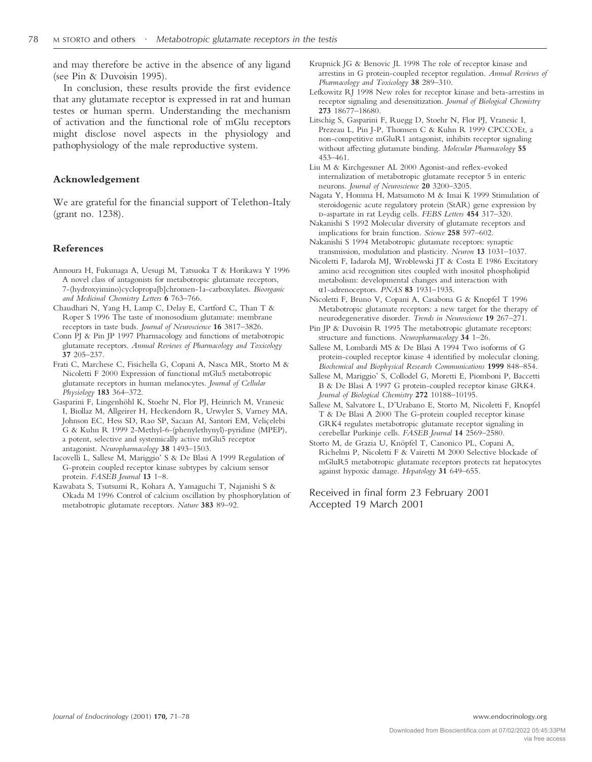and may therefore be active in the absence of any ligand (see Pin & Duvoisin 1995).

In conclusion, these results provide the first evidence that any glutamate receptor is expressed in rat and human testes or human sperm. Understanding the mechanism of activation and the functional role of mGlu receptors might disclose novel aspects in the physiology and pathophysiology of the male reproductive system.

## Acknowledgement

We are grateful for the financial support of Telethon-Italy (grant no. 1238).

## References

Annoura H, Fukunaga A, Uesugi M, Tatsuoka T & Horikawa Y 1996 A novel class of antagonists for metabotropic glutamate receptors, 7-(hydroxyimino)cyclopropa[b]chromen-1a-carboxylates. *Bioorganic and Medicinal Chemistry Letters* **6** 763–766.

Chaudhari N, Yang H, Lamp C, Delay E, Cartford C, Than T & Roper S 1996 The taste of monosodium glutamate: membrane receptors in taste buds. *Journal of Neuroscience* **16** 3817–3826.

Conn PJ & Pin JP 1997 Pharmacology and functions of metabotropic glutamate receptors. *Annual Reviews of Pharmacology and Toxicology* **37** 205–237.

Frati C, Marchese C, Fisichella G, Copani A, Nasca MR, Storto M & Nicoletti F 2000 Expression of functional mGlu5 metabotropic glutamate receptors in human melanocytes. *Journal of Cellular Physiology* **183** 364–372.

Gasparini F, Lingenhöhl K, Stoehr N, Flor PJ, Heinrich M, Vranesic I, Biollaz M, Allgeirer H, Heckendorn R, Urwyler S, Varney MA, Johnson EC, Hess SD, Rao SP, Sacaan AI, Santori EM, Veliçelebi G & Kuhn R 1999 2-Methyl-6-(phenylethynyl)-pyridine (MPEP), a potent, selective and systemically active mGlu5 receptor antagonist. *Neuropharmacology* **38** 1493–1503.

Iacovelli L, Sallese M, Mariggio' S & De Blasi A 1999 Regulation of G-protein coupled receptor kinase subtypes by calcium sensor protein. *FASEB Journal* **13** 1–8.

Kawabata S, Tsutsumi R, Kohara A, Yamaguchi T, Najanishi S & Okada M 1996 Control of calcium oscillation by phosphorylation of metabotropic glutamate receptors. *Nature* **383** 89–92.

Krupnick JG & Benovic JL 1998 The role of receptor kinase and arrestins in G protein-coupled receptor regulation. *Annual Reviews of Pharmacology and Toxicology* **38** 289–310.

Lefkowitz RJ 1998 New roles for receptor kinase and beta-arrestins in receptor signaling and desensitization. *Journal of Biological Chemistry* **273** 18677–18680.

Litschig S, Gasparini F, Ruegg D, Stoehr N, Flor PJ, Vranesic I, Prezeau L, Pin J-P, Thomsen C & Kuhn R 1999 CPCCOEt, a non-competitive mGluR1 antagonist, inhibits receptor signaling without affecting glutamate binding. *Molecular Pharmacology* **55** 453–461.

Liu M & Kirchgessner AL 2000 Agonist-and reflex-evoked internalization of metabotropic glutamate receptor 5 in enteric neurons. *Journal of Neuroscience* **20** 3200–3205.

Nagata Y, Homma H, Matsumoto M & Imai K 1999 Stimulation of steroidogenic acute regulatory protein (StAR) gene expression by D-aspartate in rat Leydig cells. *FEBS Letters* **454** 317–320.

Nakanishi S 1992 Molecular diversity of glutamate receptors and implications for brain function. *Science* **258** 597–602.

Nakanishi S 1994 Metabotropic glutamate receptors: synaptic transmission, modulation and plasticity. *Neuron* **13** 1031–1037.

Nicoletti F, Iadarola MJ, Wroblewski JT & Costa E 1986 Excitatory amino acid recognition sites coupled with inositol phospholipid metabolism: developmental changes and interaction with α1-adrenoceptors. *PNAS* **83** 1931–1935.

Nicoletti F, Bruno V, Copani A, Casabona G & Knopfel T 1996 Metabotropic glutamate receptors: a new target for the therapy of neurodegenerative disorder. *Trends in Neuroscience* **19** 267–271.

Pin JP & Duvoisin R 1995 The metabotropic glutamate receptors: structure and functions. *Neuropharmacology* **34** 1–26.

Sallese M, Lombardi MS & De Blasi A 1994 Two isoforms of G protein-coupled receptor kinase 4 identified by molecular cloning. *Biochemical and Biophysical Research Communications* **1999** 848–854.

Sallese M, Mariggio' S, Collodel G, Moretti E, Piomboni P, Baccetti B & De Blasi A 1997 G protein-coupled receptor kinase GRK4. *Journal of Biological Chemistry* **272** 10188–10195.

Sallese M, Salvatore L, D'Urabano E, Storto M, Nicoletti F, Knopfel T & De Blasi A 2000 The G-protein coupled receptor kinase GRK4 regulates metabotropic glutamate receptor signaling in cerebellar Purkinje cells. *FASEB Journal* **14** 2569–2580.

Storto M, de Grazia U, Knöpfel T, Canonico PL, Copani A, Richelmi P, Nicoletti F & Vairetti M 2000 Selective blockade of mGluR5 metabotropic glutamate receptors protects rat hepatocytes against hypoxic damage. *Hepatology* **31** 649–655.

Received in final form 23 February 2001
Accepted 19 March 2001